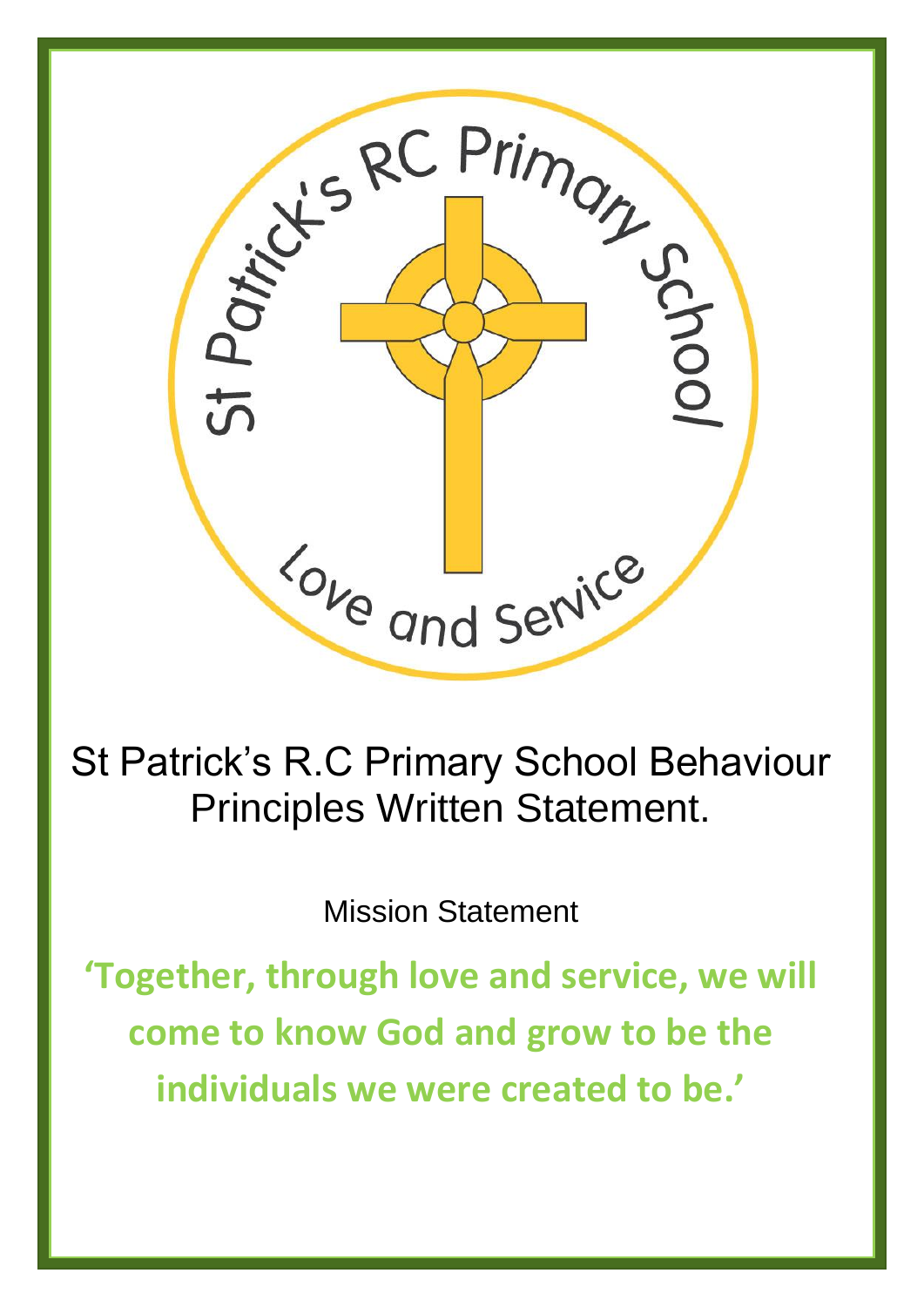St Patrick's RC Primary School

Love and Service

# St Patrick's R.C Primary School Behaviour Principles Written Statement.

Mission Statement

**'Together, through love and service, we will come to know God and grow to be the individuals we were created to be.'**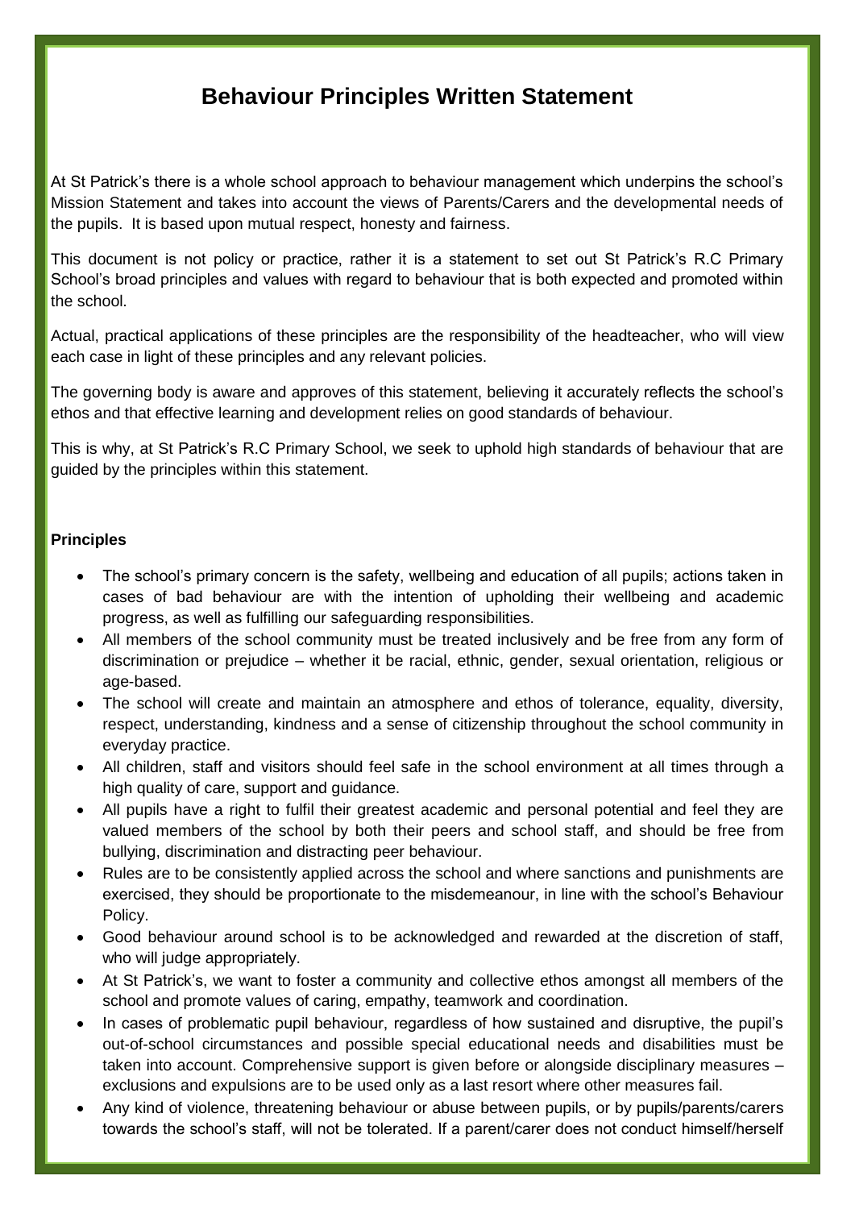# Behaviour Principles Written Statement

At St Patrick's there is a whole school approach to behaviour management which underpins the school's Mission Statement and takes into account the views of Parents/Carers and the developmental needs of the pupils. It is based upon mutual respect, honesty and fairness.

This document is not policy or practice, rather it is a statement to set out St Patrick's R.C Primary School's broad principles and values with regard to behaviour that is both expected and promoted within the school.

Actual, practical applications of these principles are the responsibility of the headteacher, who will view each case in light of these principles and any relevant policies.

The governing body is aware and approves of this statement, believing it accurately reflects the school's ethos and that effective learning and development relies on good standards of behaviour.

This is why, at St Patrick's R.C Primary School, we seek to uphold high standards of behaviour that are guided by the principles within this statement.

**Principles**

- The school's primary concern is the safety, wellbeing and education of all pupils; actions taken in cases of bad behaviour are with the intention of upholding their wellbeing and academic progress, as well as fulfilling our safeguarding responsibilities.
- All members of the school community must be treated inclusively and be free from any form of discrimination or prejudice – whether it be racial, ethnic, gender, sexual orientation, religious or age-based.
- The school will create and maintain an atmosphere and ethos of tolerance, equality, diversity, respect, understanding, kindness and a sense of citizenship throughout the school community in everyday practice.
- All children, staff and visitors should feel safe in the school environment at all times through a high quality of care, support and guidance.
- All pupils have a right to fulfil their greatest academic and personal potential and feel they are valued members of the school by both their peers and school staff, and should be free from bullying, discrimination and distracting peer behaviour.
- Rules are to be consistently applied across the school and where sanctions and punishments are exercised, they should be proportionate to the misdemeanour, in line with the school's Behaviour Policy.
- Good behaviour around school is to be acknowledged and rewarded at the discretion of staff, who will judge appropriately.
- At St Patrick's, we want to foster a community and collective ethos amongst all members of the school and promote values of caring, empathy, teamwork and coordination.
- In cases of problematic pupil behaviour, regardless of how sustained and disruptive, the pupil's out-of-school circumstances and possible special educational needs and disabilities must be taken into account. Comprehensive support is given before or alongside disciplinary measures – exclusions and expulsions are to be used only as a last resort where other measures fail.
- Any kind of violence, threatening behaviour or abuse between pupils, or by pupils/parents/carers towards the school's staff, will not be tolerated. If a parent/carer does not conduct himself/herself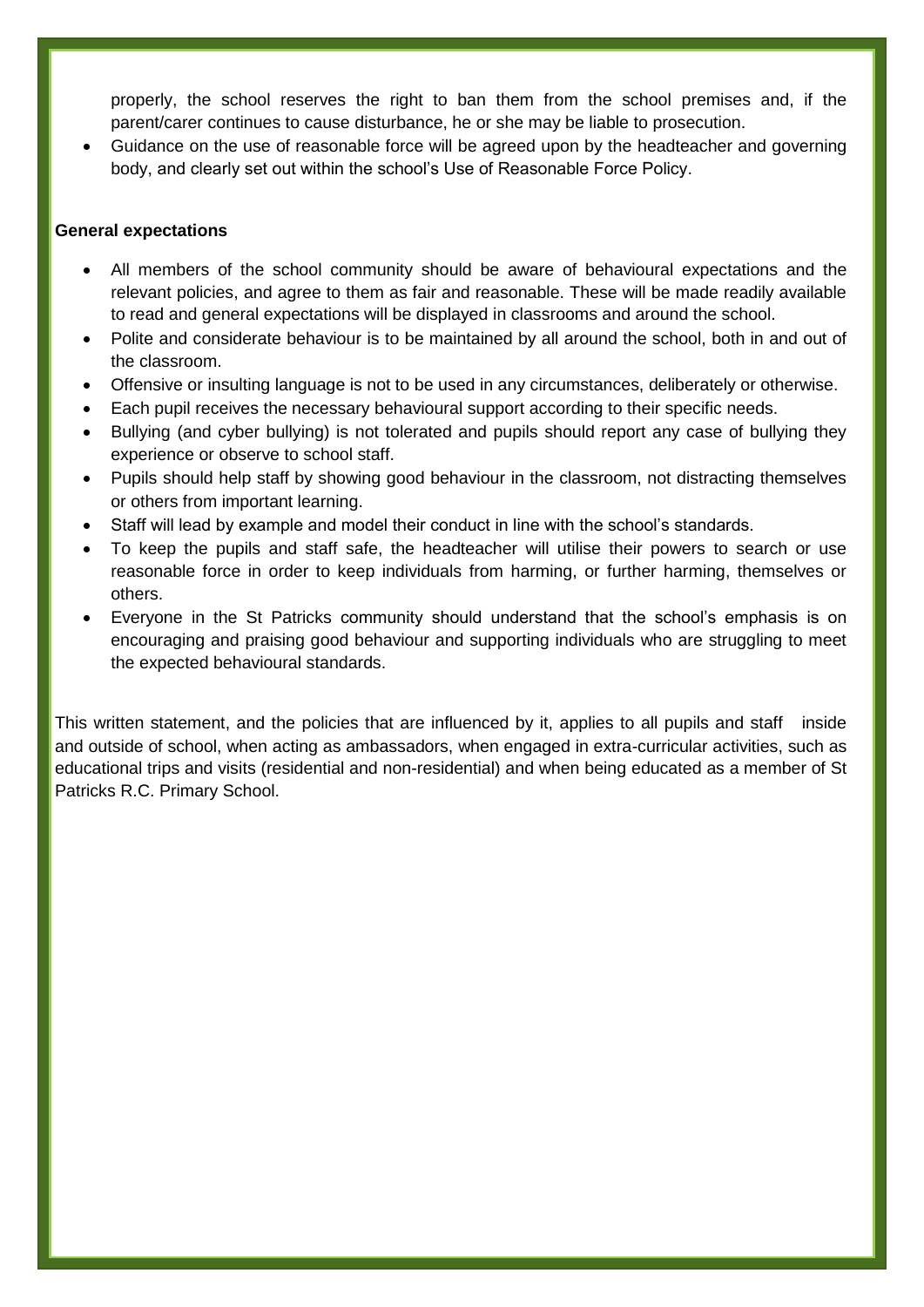properly, the school reserves the right to ban them from the school premises and, if the parent/carer continues to cause disturbance, he or she may be liable to prosecution.

- Guidance on the use of reasonable force will be agreed upon by the headteacher and governing body, and clearly set out within the school's Use of Reasonable Force Policy.

**General expectations**

- All members of the school community should be aware of behavioural expectations and the relevant policies, and agree to them as fair and reasonable. These will be made readily available to read and general expectations will be displayed in classrooms and around the school.
- Polite and considerate behaviour is to be maintained by all around the school, both in and out of the classroom.
- Offensive or insulting language is not to be used in any circumstances, deliberately or otherwise.
- Each pupil receives the necessary behavioural support according to their specific needs.
- Bullying (and cyber bullying) is not tolerated and pupils should report any case of bullying they experience or observe to school staff.
- Pupils should help staff by showing good behaviour in the classroom, not distracting themselves or others from important learning.
- Staff will lead by example and model their conduct in line with the school's standards.
- To keep the pupils and staff safe, the headteacher will utilise their powers to search or use reasonable force in order to keep individuals from harming, or further harming, themselves or others.
- Everyone in the St Patricks community should understand that the school's emphasis is on encouraging and praising good behaviour and supporting individuals who are struggling to meet the expected behavioural standards.

This written statement, and the policies that are influenced by it, applies to all pupils and staff inside and outside of school, when acting as ambassadors, when engaged in extra-curricular activities, such as educational trips and visits (residential and non-residential) and when being educated as a member of St Patricks R.C. Primary School.